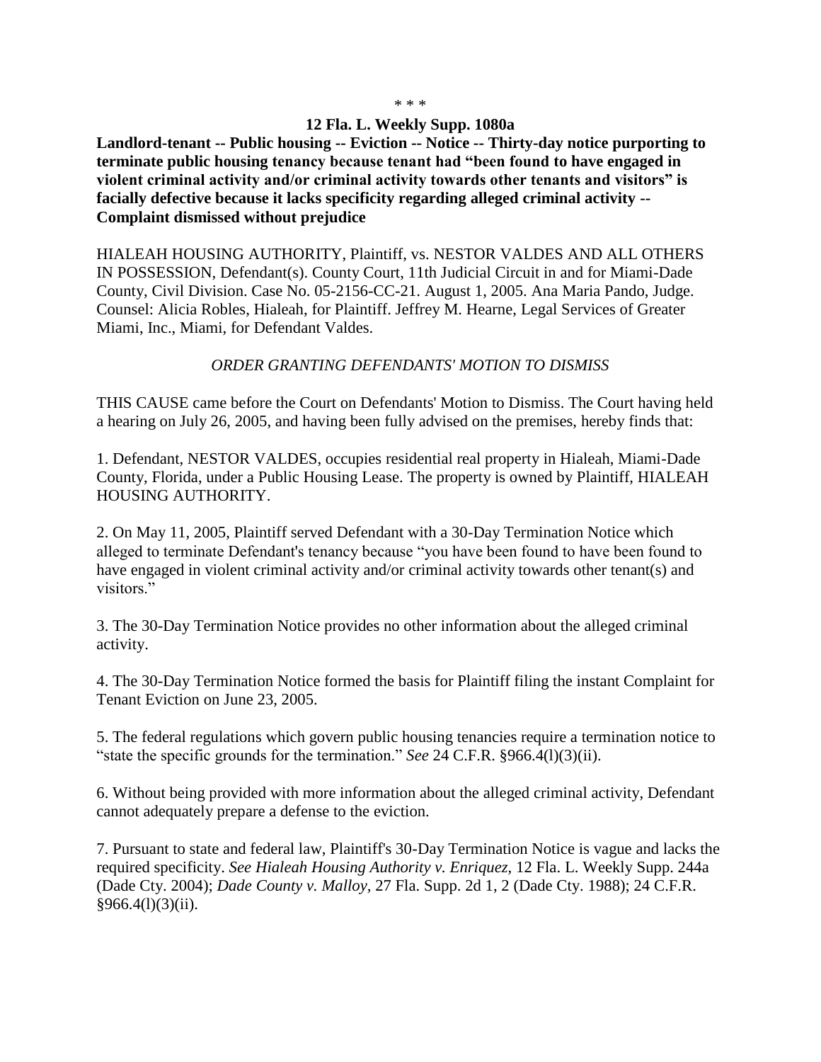\* \* \*

**12 Fla. L. Weekly Supp. 1080a**

**Landlord-tenant -- Public housing -- Eviction -- Notice -- Thirty-day notice purporting to terminate public housing tenancy because tenant had "been found to have engaged in violent criminal activity and/or criminal activity towards other tenants and visitors" is facially defective because it lacks specificity regarding alleged criminal activity -- Complaint dismissed without prejudice**

HIALEAH HOUSING AUTHORITY, Plaintiff, vs. NESTOR VALDES AND ALL OTHERS IN POSSESSION, Defendant(s). County Court, 11th Judicial Circuit in and for Miami-Dade County, Civil Division. Case No. 05-2156-CC-21. August 1, 2005. Ana Maria Pando, Judge. Counsel: Alicia Robles, Hialeah, for Plaintiff. Jeffrey M. Hearne, Legal Services of Greater Miami, Inc., Miami, for Defendant Valdes.

*ORDER GRANTING DEFENDANTS' MOTION TO DISMISS*

THIS CAUSE came before the Court on Defendants' Motion to Dismiss. The Court having held a hearing on July 26, 2005, and having been fully advised on the premises, hereby finds that:

1. Defendant, NESTOR VALDES, occupies residential real property in Hialeah, Miami-Dade County, Florida, under a Public Housing Lease. The property is owned by Plaintiff, HIALEAH HOUSING AUTHORITY.

2. On May 11, 2005, Plaintiff served Defendant with a 30-Day Termination Notice which alleged to terminate Defendant's tenancy because "you have been found to have been found to have engaged in violent criminal activity and/or criminal activity towards other tenant(s) and visitors."

3. The 30-Day Termination Notice provides no other information about the alleged criminal activity.

4. The 30-Day Termination Notice formed the basis for Plaintiff filing the instant Complaint for Tenant Eviction on June 23, 2005.

5. The federal regulations which govern public housing tenancies require a termination notice to "state the specific grounds for the termination." *See* 24 C.F.R. §966.4(l)(3)(ii).

6. Without being provided with more information about the alleged criminal activity, Defendant cannot adequately prepare a defense to the eviction.

7. Pursuant to state and federal law, Plaintiff's 30-Day Termination Notice is vague and lacks the required specificity. *See Hialeah Housing Authority v. Enriquez*, 12 Fla. L. Weekly Supp. 244a (Dade Cty. 2004); *Dade County v. Malloy*, 27 Fla. Supp. 2d 1, 2 (Dade Cty. 1988); 24 C.F.R. §966.4(l)(3)(ii).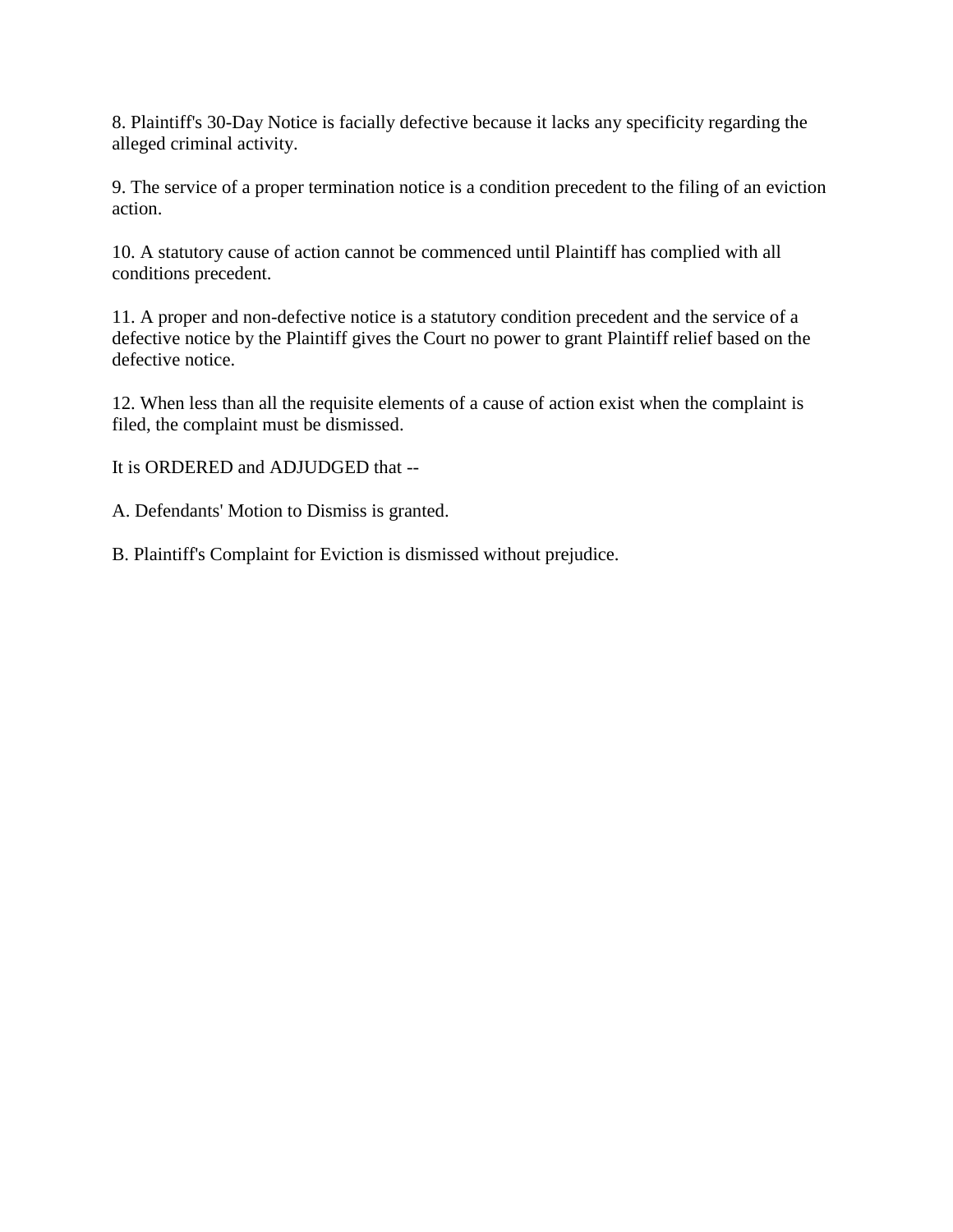8. Plaintiff's 30-Day Notice is facially defective because it lacks any specificity regarding the alleged criminal activity.

9. The service of a proper termination notice is a condition precedent to the filing of an eviction action.

10. A statutory cause of action cannot be commenced until Plaintiff has complied with all conditions precedent.

11. A proper and non-defective notice is a statutory condition precedent and the service of a defective notice by the Plaintiff gives the Court no power to grant Plaintiff relief based on the defective notice.

12. When less than all the requisite elements of a cause of action exist when the complaint is filed, the complaint must be dismissed.

It is ORDERED and ADJUDGED that --

A. Defendants' Motion to Dismiss is granted.

B. Plaintiff's Complaint for Eviction is dismissed without prejudice.